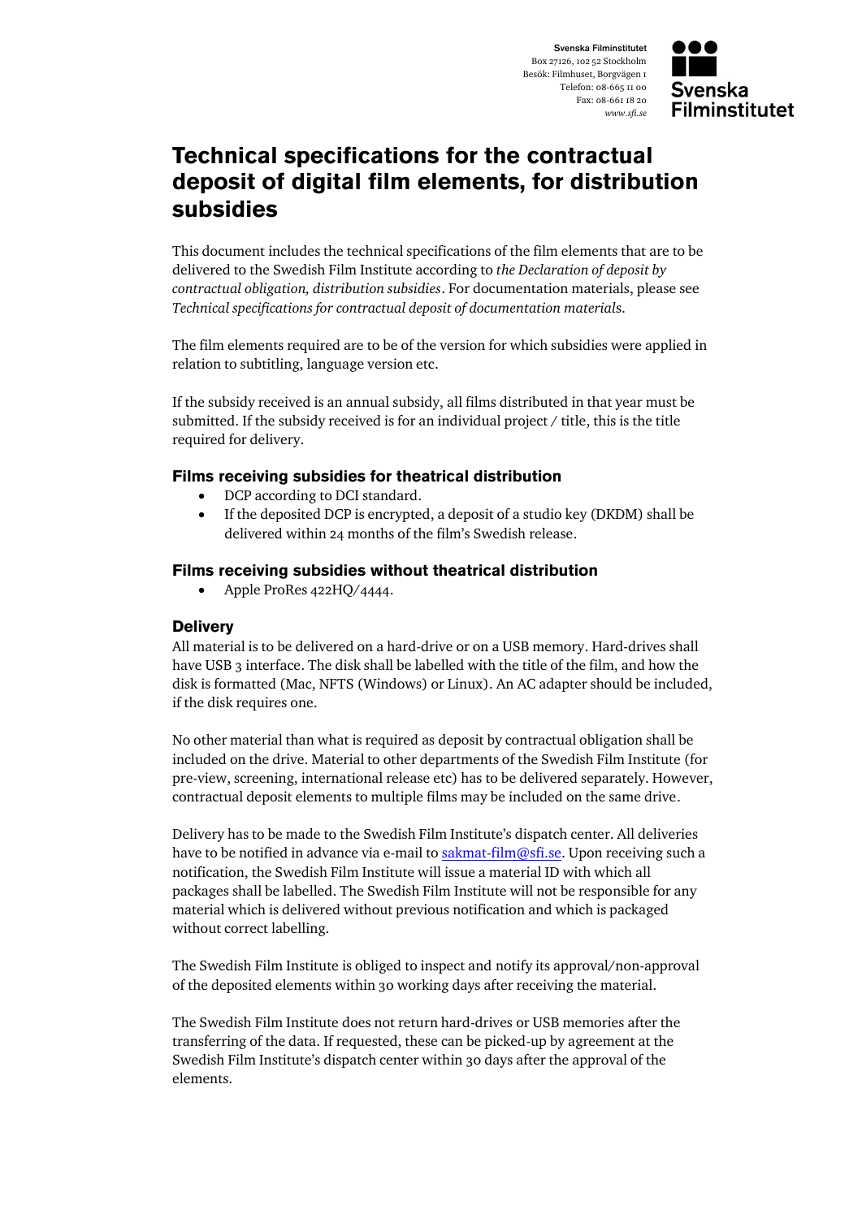Svenska Filminstitutet
Box 27126, 102 52 Stockholm
Besök: Filmhuset, Borgvägen 1
Telefon: 08-665 11 00
Fax: 08-661 18 20
*www.sfi.se*

# Technical specifications for the contractual deposit of digital film elements, for distribution subsidies

This document includes the technical specifications of the film elements that are to be delivered to the Swedish Film Institute according to *the Declaration of deposit by contractual obligation, distribution subsidies*. For documentation materials, please see *Technical specifications for contractual deposit of documentation materials*.

The film elements required are to be of the version for which subsidies were applied in relation to subtitling, language version etc.

If the subsidy received is an annual subsidy, all films distributed in that year must be submitted. If the subsidy received is for an individual project / title, this is the title required for delivery.

### Films receiving subsidies for theatrical distribution

- DCP according to DCI standard.
- If the deposited DCP is encrypted, a deposit of a studio key (DKDM) shall be delivered within 24 months of the film's Swedish release.

### Films receiving subsidies without theatrical distribution

- Apple ProRes 422HQ/4444.

### Delivery

All material is to be delivered on a hard-drive or on a USB memory. Hard-drives shall have USB 3 interface. The disk shall be labelled with the title of the film, and how the disk is formatted (Mac, NFTS (Windows) or Linux). An AC adapter should be included, if the disk requires one.

No other material than what is required as deposit by contractual obligation shall be included on the drive. Material to other departments of the Swedish Film Institute (for pre-view, screening, international release etc) has to be delivered separately. However, contractual deposit elements to multiple films may be included on the same drive.

Delivery has to be made to the Swedish Film Institute's dispatch center. All deliveries have to be notified in advance via e-mail to sakmat-film@sfi.se. Upon receiving such a notification, the Swedish Film Institute will issue a material ID with which all packages shall be labelled. The Swedish Film Institute will not be responsible for any material which is delivered without previous notification and which is packaged without correct labelling.

The Swedish Film Institute is obliged to inspect and notify its approval/non-approval of the deposited elements within 30 working days after receiving the material.

The Swedish Film Institute does not return hard-drives or USB memories after the transferring of the data. If requested, these can be picked-up by agreement at the Swedish Film Institute's dispatch center within 30 days after the approval of the elements.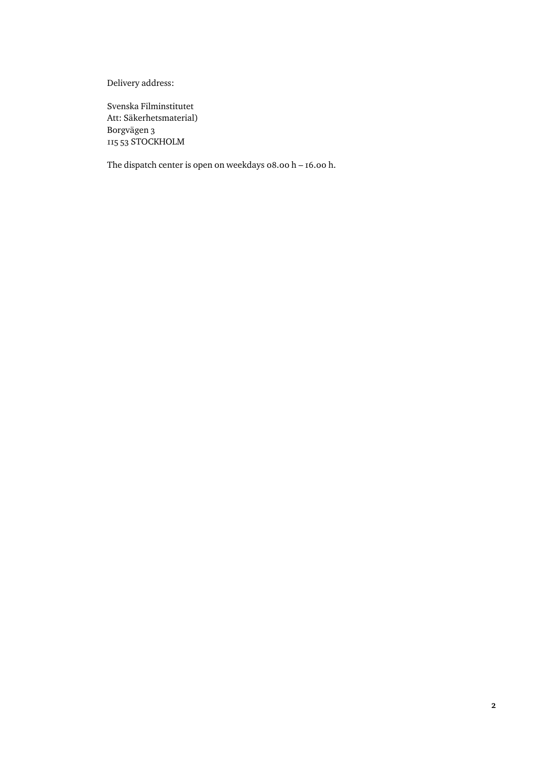Delivery address:

Svenska Filminstitutet
Att: Säkerhetsmaterial)
Borgvägen 3
115 53 STOCKHOLM

The dispatch center is open on weekdays 08.00 h – 16.00 h.